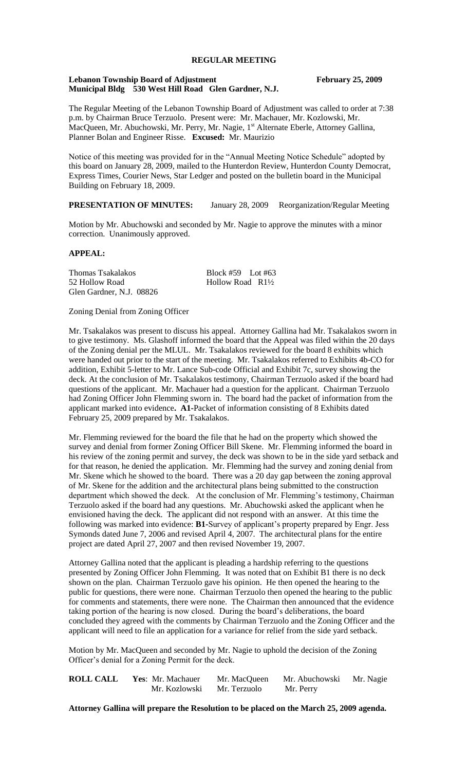# REGULAR MEETING

**Lebanon Township Board of Adjustment** **February 25, 2009**
**Municipal Bldg 530 West Hill Road Glen Gardner, N.J.**

The Regular Meeting of the Lebanon Township Board of Adjustment was called to order at 7:38 p.m. by Chairman Bruce Terzuolo. Present were: Mr. Machauer, Mr. Kozlowski, Mr. MacQueen, Mr. Abuchowski, Mr. Perry, Mr. Nagie, 1st Alternate Eberle, Attorney Gallina, Planner Bolan and Engineer Risse. **Excused:** Mr. Maurizio

Notice of this meeting was provided for in the "Annual Meeting Notice Schedule" adopted by this board on January 28, 2009, mailed to the Hunterdon Review, Hunterdon County Democrat, Express Times, Courier News, Star Ledger and posted on the bulletin board in the Municipal Building on February 18, 2009.

**PRESENTATION OF MINUTES:** January 28, 2009 Reorganization/Regular Meeting

Motion by Mr. Abuchowski and seconded by Mr. Nagie to approve the minutes with a minor correction. Unanimously approved.

**APPEAL:**

Thomas Tsakalakos Block #59 Lot #63
52 Hollow Road Hollow Road R1½
Glen Gardner, N.J. 08826

Zoning Denial from Zoning Officer

Mr. Tsakalakos was present to discuss his appeal. Attorney Gallina had Mr. Tsakalakos sworn in to give testimony. Ms. Glashoff informed the board that the Appeal was filed within the 20 days of the Zoning denial per the MLUL. Mr. Tsakalakos reviewed for the board 8 exhibits which were handed out prior to the start of the meeting. Mr. Tsakalakos referred to Exhibits 4b-CO for addition, Exhibit 5-letter to Mr. Lance Sub-code Official and Exhibit 7c, survey showing the deck. At the conclusion of Mr. Tsakalakos testimony, Chairman Terzuolo asked if the board had questions of the applicant. Mr. Machauer had a question for the applicant. Chairman Terzuolo had Zoning Officer John Flemming sworn in. The board had the packet of information from the applicant marked into evidence**. A1-**Packet of information consisting of 8 Exhibits dated February 25, 2009 prepared by Mr. Tsakalakos.

Mr. Flemming reviewed for the board the file that he had on the property which showed the survey and denial from former Zoning Officer Bill Skene. Mr. Flemming informed the board in his review of the zoning permit and survey, the deck was shown to be in the side yard setback and for that reason, he denied the application. Mr. Flemming had the survey and zoning denial from Mr. Skene which he showed to the board. There was a 20 day gap between the zoning approval of Mr. Skene for the addition and the architectural plans being submitted to the construction department which showed the deck. At the conclusion of Mr. Flemming's testimony, Chairman Terzuolo asked if the board had any questions. Mr. Abuchowski asked the applicant when he envisioned having the deck. The applicant did not respond with an answer. At this time the following was marked into evidence: **B1-**Survey of applicant's property prepared by Engr. Jess Symonds dated June 7, 2006 and revised April 4, 2007. The architectural plans for the entire project are dated April 27, 2007 and then revised November 19, 2007.

Attorney Gallina noted that the applicant is pleading a hardship referring to the questions presented by Zoning Officer John Flemming. It was noted that on Exhibit B1 there is no deck shown on the plan. Chairman Terzuolo gave his opinion. He then opened the hearing to the public for questions, there were none. Chairman Terzuolo then opened the hearing to the public for comments and statements, there were none. The Chairman then announced that the evidence taking portion of the hearing is now closed. During the board's deliberations, the board concluded they agreed with the comments by Chairman Terzuolo and the Zoning Officer and the applicant will need to file an application for a variance for relief from the side yard setback.

Motion by Mr. MacQueen and seconded by Mr. Nagie to uphold the decision of the Zoning Officer's denial for a Zoning Permit for the deck.

**ROLL CALL** **Yes**: Mr. Machauer Mr. MacQueen Mr. Abuchowski Mr. Nagie
Mr. Kozlowski Mr. Terzuolo Mr. Perry

**Attorney Gallina will prepare the Resolution to be placed on the March 25, 2009 agenda.**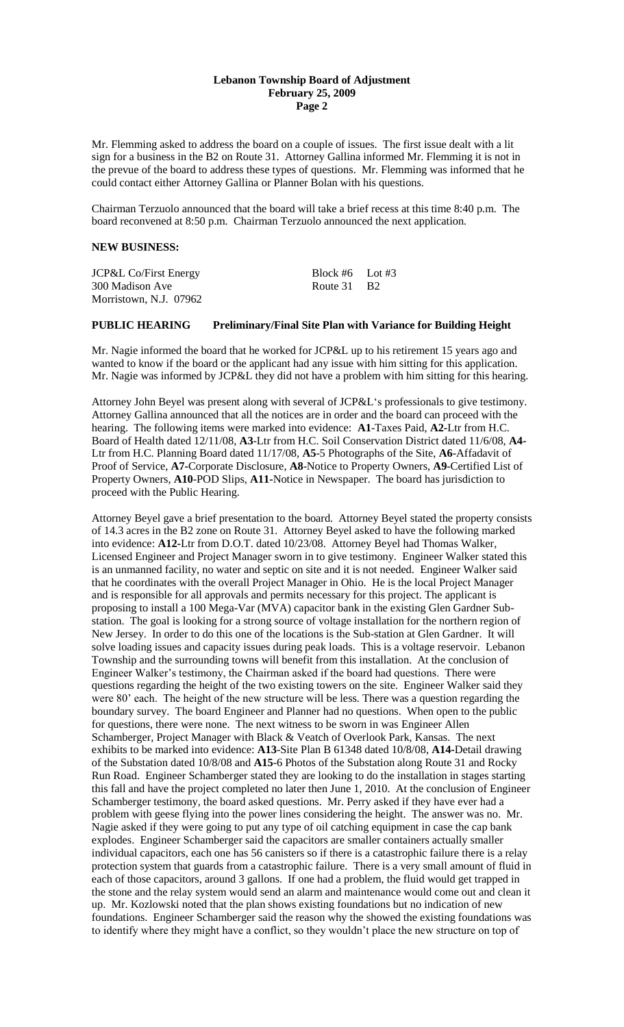Mr. Flemming asked to address the board on a couple of issues. The first issue dealt with a lit sign for a business in the B2 on Route 31. Attorney Gallina informed Mr. Flemming it is not in the prevue of the board to address these types of questions. Mr. Flemming was informed that he could contact either Attorney Gallina or Planner Bolan with his questions.

Chairman Terzuolo announced that the board will take a brief recess at this time 8:40 p.m. The board reconvened at 8:50 p.m. Chairman Terzuolo announced the next application.

**NEW BUSINESS:**

| | |
|---|---|
| JCP&L Co/First Energy | Block #6 Lot #3 |
| 300 Madison Ave | Route 31 B2 |
| Morristown, N.J. 07962 | |

**PUBLIC HEARING Preliminary/Final Site Plan with Variance for Building Height**

Mr. Nagie informed the board that he worked for JCP&L up to his retirement 15 years ago and wanted to know if the board or the applicant had any issue with him sitting for this application. Mr. Nagie was informed by JCP&L they did not have a problem with him sitting for this hearing.

Attorney John Beyel was present along with several of JCP&L's professionals to give testimony. Attorney Gallina announced that all the notices are in order and the board can proceed with the hearing. The following items were marked into evidence: **A1**-Taxes Paid, **A2**-Ltr from H.C. Board of Health dated 12/11/08, **A3**-Ltr from H.C. Soil Conservation District dated 11/6/08, **A4**-Ltr from H.C. Planning Board dated 11/17/08, **A5**-5 Photographs of the Site, **A6**-Affadavit of Proof of Service, **A7**-Corporate Disclosure, **A8**-Notice to Property Owners, **A9**-Certified List of Property Owners, **A10**-POD Slips, **A11**-Notice in Newspaper. The board has jurisdiction to proceed with the Public Hearing.

Attorney Beyel gave a brief presentation to the board. Attorney Beyel stated the property consists of 14.3 acres in the B2 zone on Route 31. Attorney Beyel asked to have the following marked into evidence: **A12**-Ltr from D.O.T. dated 10/23/08. Attorney Beyel had Thomas Walker, Licensed Engineer and Project Manager sworn in to give testimony. Engineer Walker stated this is an unmanned facility, no water and septic on site and it is not needed. Engineer Walker said that he coordinates with the overall Project Manager in Ohio. He is the local Project Manager and is responsible for all approvals and permits necessary for this project. The applicant is proposing to install a 100 Mega-Var (MVA) capacitor bank in the existing Glen Gardner Sub-station. The goal is looking for a strong source of voltage installation for the northern region of New Jersey. In order to do this one of the locations is the Sub-station at Glen Gardner. It will solve loading issues and capacity issues during peak loads. This is a voltage reservoir. Lebanon Township and the surrounding towns will benefit from this installation. At the conclusion of Engineer Walker's testimony, the Chairman asked if the board had questions. There were questions regarding the height of the two existing towers on the site. Engineer Walker said they were 80' each. The height of the new structure will be less. There was a question regarding the boundary survey. The board Engineer and Planner had no questions. When open to the public for questions, there were none. The next witness to be sworn in was Engineer Allen Schamberger, Project Manager with Black & Veatch of Overlook Park, Kansas. The next exhibits to be marked into evidence: **A13**-Site Plan B 61348 dated 10/8/08, **A14**-Detail drawing of the Substation dated 10/8/08 and **A15**-6 Photos of the Substation along Route 31 and Rocky Run Road. Engineer Schamberger stated they are looking to do the installation in stages starting this fall and have the project completed no later then June 1, 2010. At the conclusion of Engineer Schamberger testimony, the board asked questions. Mr. Perry asked if they have ever had a problem with geese flying into the power lines considering the height. The answer was no. Mr. Nagie asked if they were going to put any type of oil catching equipment in case the cap bank explodes. Engineer Schamberger said the capacitors are smaller containers actually smaller individual capacitors, each one has 56 canisters so if there is a catastrophic failure there is a relay protection system that guards from a catastrophic failure. There is a very small amount of fluid in each of those capacitors, around 3 gallons. If one had a problem, the fluid would get trapped in the stone and the relay system would send an alarm and maintenance would come out and clean it up. Mr. Kozlowski noted that the plan shows existing foundations but no indication of new foundations. Engineer Schamberger said the reason why the showed the existing foundations was to identify where they might have a conflict, so they wouldn't place the new structure on top of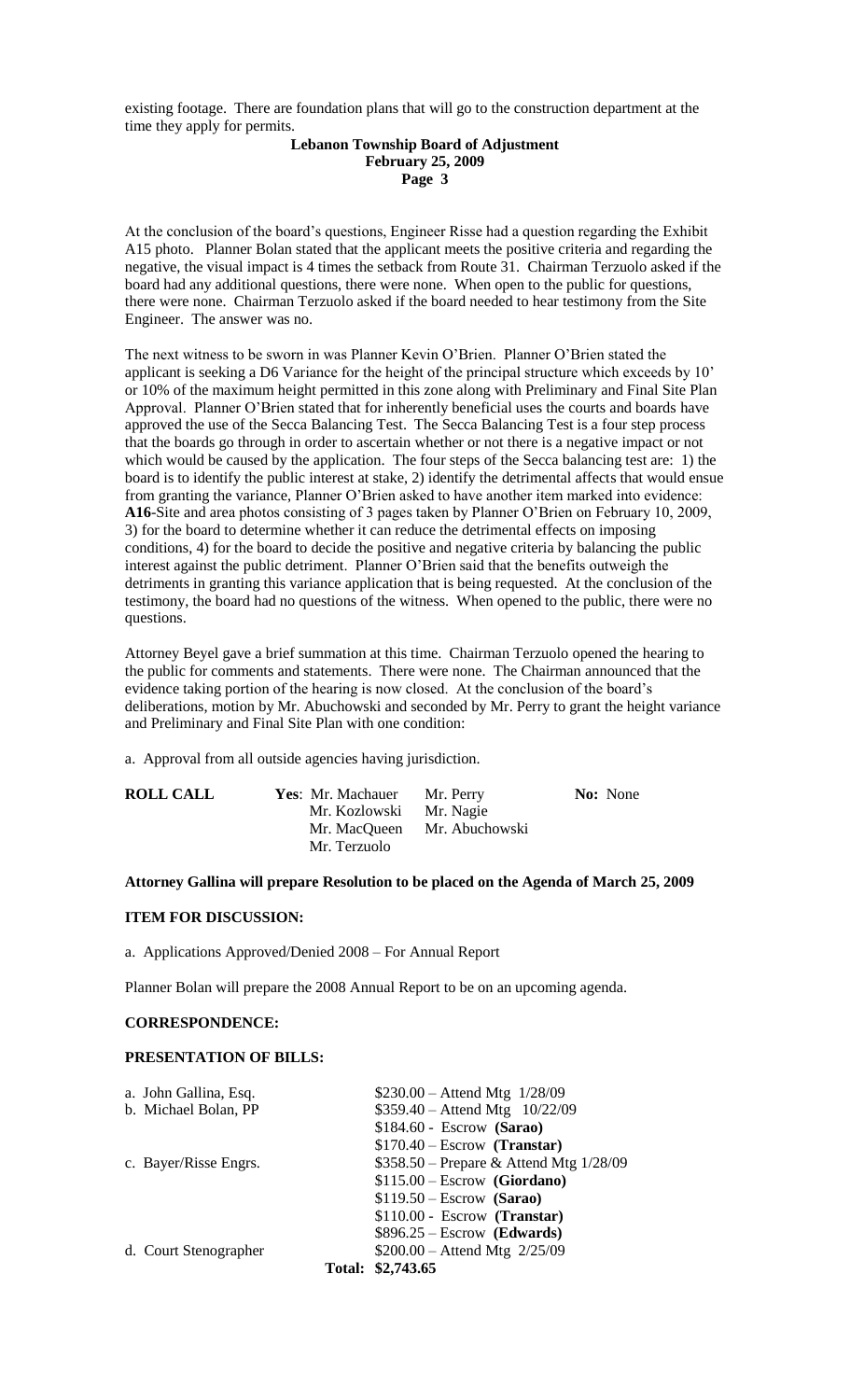existing footage. There are foundation plans that will go to the construction department at the time they apply for permits.

At the conclusion of the board's questions, Engineer Risse had a question regarding the Exhibit A15 photo. Planner Bolan stated that the applicant meets the positive criteria and regarding the negative, the visual impact is 4 times the setback from Route 31. Chairman Terzuolo asked if the board had any additional questions, there were none. When open to the public for questions, there were none. Chairman Terzuolo asked if the board needed to hear testimony from the Site Engineer. The answer was no.

The next witness to be sworn in was Planner Kevin O'Brien. Planner O'Brien stated the applicant is seeking a D6 Variance for the height of the principal structure which exceeds by 10' or 10% of the maximum height permitted in this zone along with Preliminary and Final Site Plan Approval. Planner O'Brien stated that for inherently beneficial uses the courts and boards have approved the use of the Secca Balancing Test. The Secca Balancing Test is a four step process that the boards go through in order to ascertain whether or not there is a negative impact or not which would be caused by the application. The four steps of the Secca balancing test are: 1) the board is to identify the public interest at stake, 2) identify the detrimental affects that would ensue from granting the variance, Planner O'Brien asked to have another item marked into evidence: **A16**-Site and area photos consisting of 3 pages taken by Planner O'Brien on February 10, 2009, 3) for the board to determine whether it can reduce the detrimental effects on imposing conditions, 4) for the board to decide the positive and negative criteria by balancing the public interest against the public detriment. Planner O'Brien said that the benefits outweigh the detriments in granting this variance application that is being requested. At the conclusion of the testimony, the board had no questions of the witness. When opened to the public, there were no questions.

Attorney Beyel gave a brief summation at this time. Chairman Terzuolo opened the hearing to the public for comments and statements. There were none. The Chairman announced that the evidence taking portion of the hearing is now closed. At the conclusion of the board's deliberations, motion by Mr. Abuchowski and seconded by Mr. Perry to grant the height variance and Preliminary and Final Site Plan with one condition:

a. Approval from all outside agencies having jurisdiction.

| **ROLL CALL** | **Yes**: Mr. Machauer | Mr. Perry | **No:** None |
|---|---|---|---|
| | Mr. Kozlowski | Mr. Nagie | |
| | Mr. MacQueen | Mr. Abuchowski | |
| | Mr. Terzuolo | | |

**Attorney Gallina will prepare Resolution to be placed on the Agenda of March 25, 2009**

**ITEM FOR DISCUSSION:**

a. Applications Approved/Denied 2008 – For Annual Report

Planner Bolan will prepare the 2008 Annual Report to be on an upcoming agenda.

**CORRESPONDENCE:**

**PRESENTATION OF BILLS:**

| | |
|---|---|
| a. John Gallina, Esq. | $230.00 – Attend Mtg 1/28/09 |
| b. Michael Bolan, PP | $359.40 – Attend Mtg 10/22/09 |
| | $184.60 - Escrow **(Sarao)** |
| | $170.40 – Escrow **(Transtar)** |
| c. Bayer/Risse Engrs. | $358.50 – Prepare & Attend Mtg 1/28/09 |
| | $115.00 – Escrow **(Giordano)** |
| | $119.50 – Escrow **(Sarao)** |
| | $110.00 - Escrow **(Transtar)** |
| | $896.25 – Escrow **(Edwards)** |
| d. Court Stenographer | $200.00 – Attend Mtg 2/25/09 |
| **Total:** | **$2,743.65** |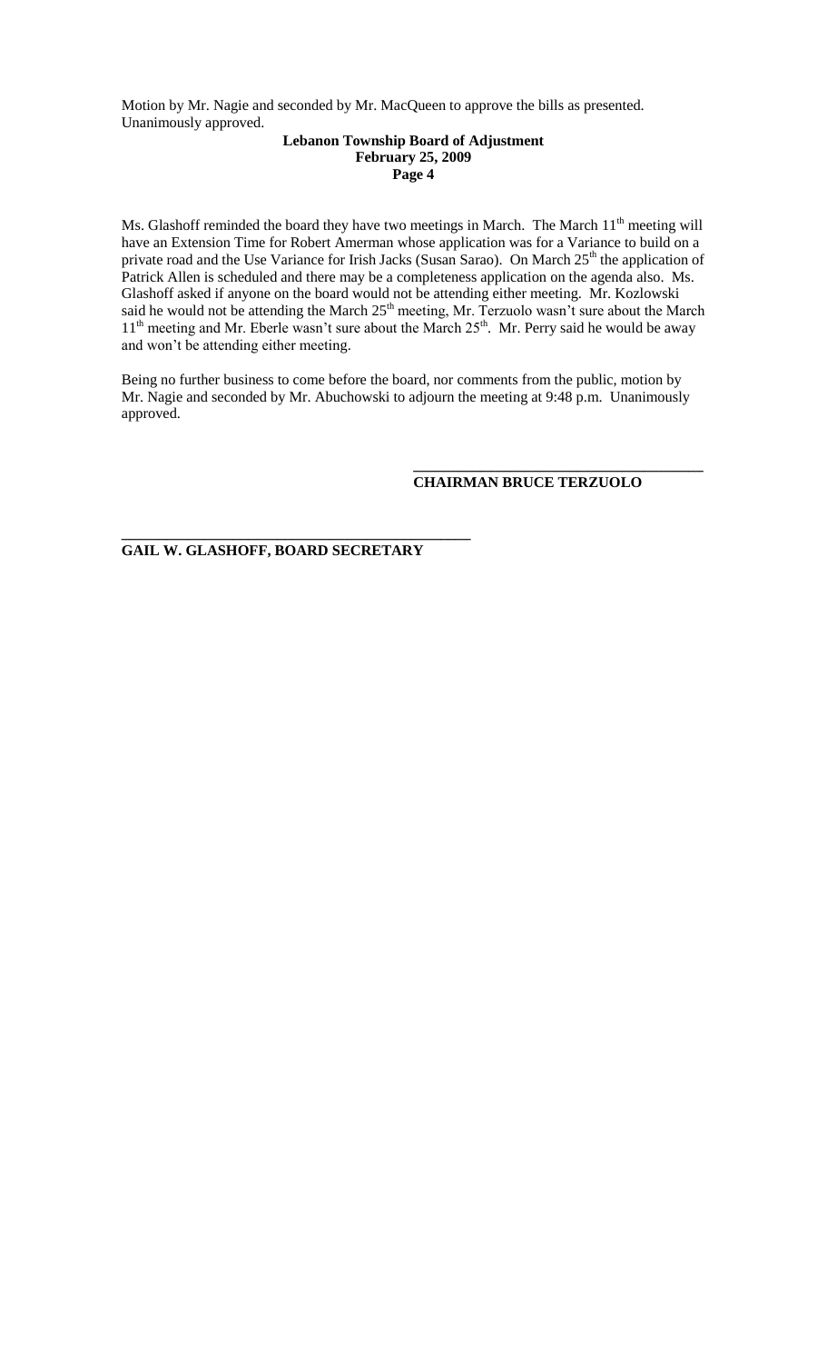Motion by Mr. Nagie and seconded by Mr. MacQueen to approve the bills as presented. Unanimously approved.

Ms. Glashoff reminded the board they have two meetings in March. The March 11th meeting will have an Extension Time for Robert Amerman whose application was for a Variance to build on a private road and the Use Variance for Irish Jacks (Susan Sarao). On March 25th the application of Patrick Allen is scheduled and there may be a completeness application on the agenda also. Ms. Glashoff asked if anyone on the board would not be attending either meeting. Mr. Kozlowski said he would not be attending the March 25th meeting, Mr. Terzuolo wasn't sure about the March 11th meeting and Mr. Eberle wasn't sure about the March 25th. Mr. Perry said he would be away and won't be attending either meeting.

Being no further business to come before the board, nor comments from the public, motion by Mr. Nagie and seconded by Mr. Abuchowski to adjourn the meeting at 9:48 p.m. Unanimously approved.

______________________________________
**CHAIRMAN BRUCE TERZUOLO**

______________________________________________
**GAIL W. GLASHOFF, BOARD SECRETARY**